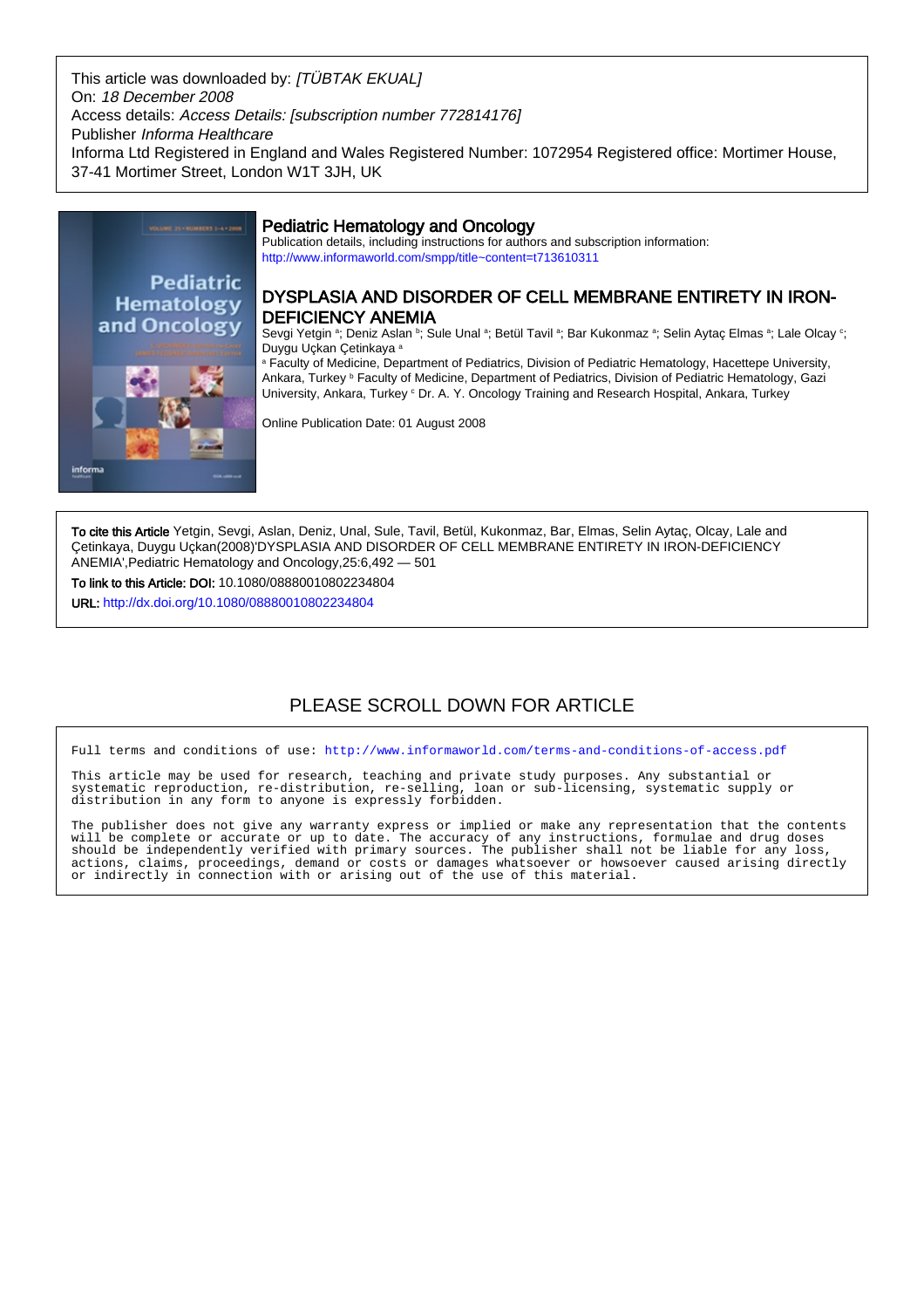This article was downloaded by: *[TÜBTAK EKUAL]*
On: *18 December 2008*
Access details: *Access Details: [subscription number 772814176]*
Publisher *Informa Healthcare*
Informa Ltd Registered in England and Wales Registered Number: 1072954 Registered office: Mortimer House, 37-41 Mortimer Street, London W1T 3JH, UK

## Pediatric Hematology and Oncology

Publication details, including instructions for authors and subscription information:
http://www.informaworld.com/smpp/title~content=t713610311

# DYSPLASIA AND DISORDER OF CELL MEMBRANE ENTIRETY IN IRON-DEFICIENCY ANEMIA

Sevgi Yetgin [a]; Deniz Aslan [b]; Sule Unal [a]; Betül Tavil [a]; Bar Kukonmaz [a]; Selin Aytaç Elmas [a]; Lale Olcay [c]; Duygu Uçkan Çetinkaya [a]

[a] Faculty of Medicine, Department of Pediatrics, Division of Pediatric Hematology, Hacettepe University, Ankara, Turkey [b] Faculty of Medicine, Department of Pediatrics, Division of Pediatric Hematology, Gazi University, Ankara, Turkey [c] Dr. A. Y. Oncology Training and Research Hospital, Ankara, Turkey

Online Publication Date: 01 August 2008

**To cite this Article** Yetgin, Sevgi, Aslan, Deniz, Unal, Sule, Tavil, Betül, Kukonmaz, Bar, Elmas, Selin Aytaç, Olcay, Lale and Çetinkaya, Duygu Uçkan(2008)'DYSPLASIA AND DISORDER OF CELL MEMBRANE ENTIRETY IN IRON-DEFICIENCY ANEMIA',Pediatric Hematology and Oncology,25:6,492 — 501

**To link to this Article: DOI:** 10.1080/08880010802234804

**URL:** http://dx.doi.org/10.1080/08880010802234804

PLEASE SCROLL DOWN FOR ARTICLE

Full terms and conditions of use: http://www.informaworld.com/terms-and-conditions-of-access.pdf

This article may be used for research, teaching and private study purposes. Any substantial or systematic reproduction, re-distribution, re-selling, loan or sub-licensing, systematic supply or distribution in any form to anyone is expressly forbidden.

The publisher does not give any warranty express or implied or make any representation that the contents will be complete or accurate or up to date. The accuracy of any instructions, formulae and drug doses should be independently verified with primary sources. The publisher shall not be liable for any loss, actions, claims, proceedings, demand or costs or damages whatsoever or howsoever caused arising directly or indirectly in connection with or arising out of the use of this material.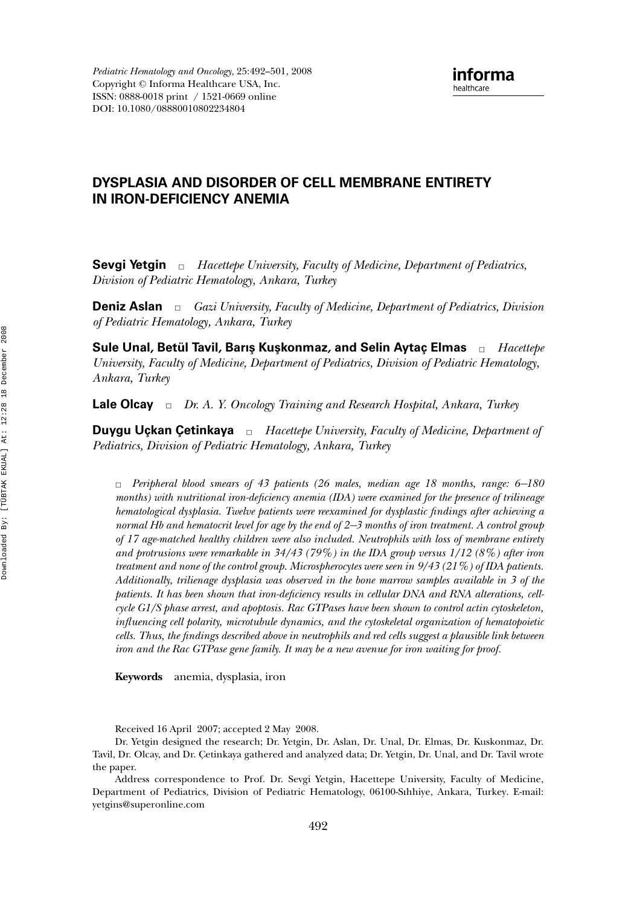# DYSPLASIA AND DISORDER OF CELL MEMBRANE ENTIRETY IN IRON-DEFICIENCY ANEMIA

**Sevgi Yetgin** □ *Hacettepe University, Faculty of Medicine, Department of Pediatrics, Division of Pediatric Hematology, Ankara, Turkey*

**Deniz Aslan** □ *Gazi University, Faculty of Medicine, Department of Pediatrics, Division of Pediatric Hematology, Ankara, Turkey*

**Sule Unal, Betül Tavil, Barış Kuşkonmaz, and Selin Aytaç Elmas** □ *Hacettepe University, Faculty of Medicine, Department of Pediatrics, Division of Pediatric Hematology, Ankara, Turkey*

**Lale Olcay** □ *Dr. A. Y. Oncology Training and Research Hospital, Ankara, Turkey*

**Duygu Uçkan Çetinkaya** □ *Hacettepe University, Faculty of Medicine, Department of Pediatrics, Division of Pediatric Hematology, Ankara, Turkey*

□ *Peripheral blood smears of 43 patients (26 males, median age 18 months, range: 6–180 months) with nutritional iron-deficiency anemia (IDA) were examined for the presence of trilineage hematological dysplasia. Twelve patients were reexamined for dysplastic findings after achieving a normal Hb and hematocrit level for age by the end of 2–3 months of iron treatment. A control group of 17 age-matched healthy children were also included. Neutrophils with loss of membrane entirety and protrusions were remarkable in 34/43 (79%) in the IDA group versus 1/12 (8%) after iron treatment and none of the control group. Microspherocytes were seen in 9/43 (21%) of IDA patients. Additionally, trilienage dysplasia was observed in the bone marrow samples available in 3 of the patients. It has been shown that iron-deficiency results in cellular DNA and RNA alterations, cell-cycle G1/S phase arrest, and apoptosis. Rac GTPases have been shown to control actin cytoskeleton, influencing cell polarity, microtubule dynamics, and the cytoskeletal organization of hematopoietic cells. Thus, the findings described above in neutrophils and red cells suggest a plausible link between iron and the Rac GTPase gene family. It may be a new avenue for iron waiting for proof.*

**Keywords** anemia, dysplasia, iron

Received 16 April 2007; accepted 2 May 2008.

Dr. Yetgin designed the research; Dr. Yetgin, Dr. Aslan, Dr. Unal, Dr. Elmas, Dr. Kuskonmaz, Dr. Tavil, Dr. Olcay, and Dr. Çetinkaya gathered and analyzed data; Dr. Yetgin, Dr. Unal, and Dr. Tavil wrote the paper.

Address correspondence to Prof. Dr. Sevgi Yetgin, Hacettepe University, Faculty of Medicine, Department of Pediatrics, Division of Pediatric Hematology, 06100-Sıhhiye, Ankara, Turkey. E-mail: yetgins@superonline.com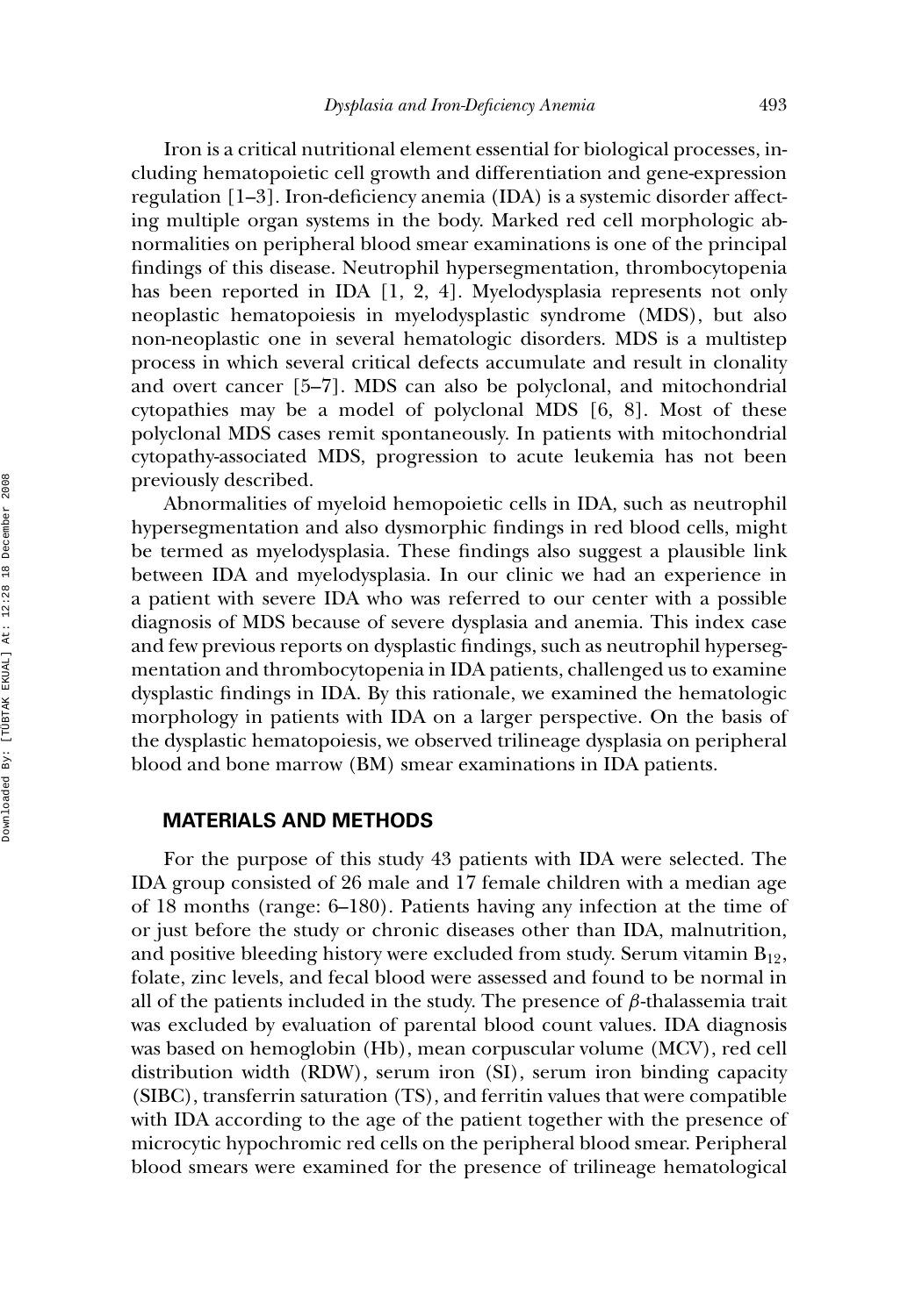Iron is a critical nutritional element essential for biological processes, including hematopoietic cell growth and differentiation and gene-expression regulation [1–3]. Iron-deficiency anemia (IDA) is a systemic disorder affecting multiple organ systems in the body. Marked red cell morphologic abnormalities on peripheral blood smear examinations is one of the principal findings of this disease. Neutrophil hypersegmentation, thrombocytopenia has been reported in IDA [1, 2, 4]. Myelodysplasia represents not only neoplastic hematopoiesis in myelodysplastic syndrome (MDS), but also non-neoplastic one in several hematologic disorders. MDS is a multistep process in which several critical defects accumulate and result in clonality and overt cancer [5–7]. MDS can also be polyclonal, and mitochondrial cytopathies may be a model of polyclonal MDS [6, 8]. Most of these polyclonal MDS cases remit spontaneously. In patients with mitochondrial cytopathy-associated MDS, progression to acute leukemia has not been previously described.

Abnormalities of myeloid hemopoietic cells in IDA, such as neutrophil hypersegmentation and also dysmorphic findings in red blood cells, might be termed as myelodysplasia. These findings also suggest a plausible link between IDA and myelodysplasia. In our clinic we had an experience in a patient with severe IDA who was referred to our center with a possible diagnosis of MDS because of severe dysplasia and anemia. This index case and few previous reports on dysplastic findings, such as neutrophil hypersegmentation and thrombocytopenia in IDA patients, challenged us to examine dysplastic findings in IDA. By this rationale, we examined the hematologic morphology in patients with IDA on a larger perspective. On the basis of the dysplastic hematopoiesis, we observed trilineage dysplasia on peripheral blood and bone marrow (BM) smear examinations in IDA patients.

## MATERIALS AND METHODS

For the purpose of this study 43 patients with IDA were selected. The IDA group consisted of 26 male and 17 female children with a median age of 18 months (range: 6–180). Patients having any infection at the time of or just before the study or chronic diseases other than IDA, malnutrition, and positive bleeding history were excluded from study. Serum vitamin $B_{12}$, folate, zinc levels, and fecal blood were assessed and found to be normal in all of the patients included in the study. The presence of $\beta$-thalassemia trait was excluded by evaluation of parental blood count values. IDA diagnosis was based on hemoglobin (Hb), mean corpuscular volume (MCV), red cell distribution width (RDW), serum iron (SI), serum iron binding capacity (SIBC), transferrin saturation (TS), and ferritin values that were compatible with IDA according to the age of the patient together with the presence of microcytic hypochromic red cells on the peripheral blood smear. Peripheral blood smears were examined for the presence of trilineage hematological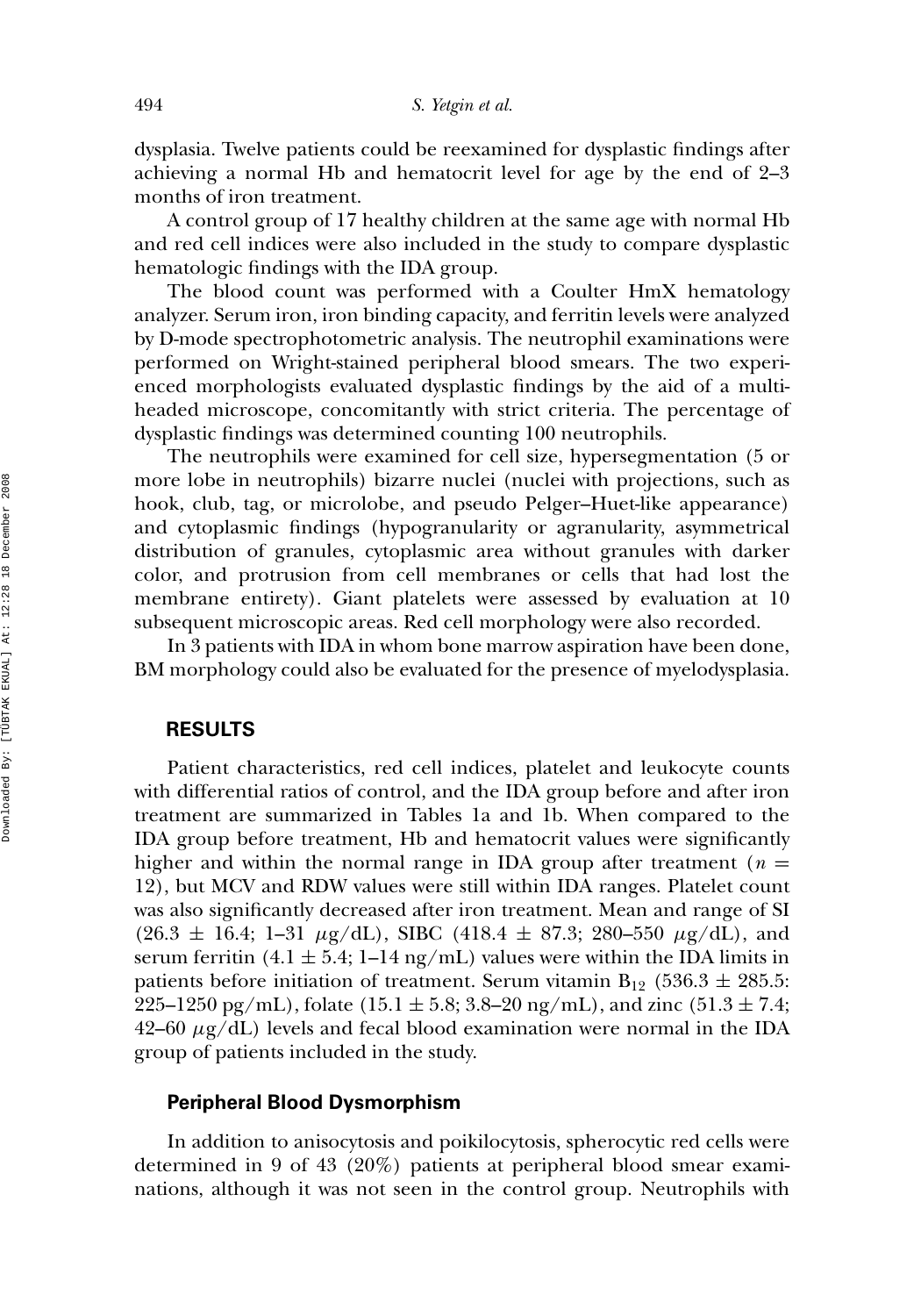dysplasia. Twelve patients could be reexamined for dysplastic findings after achieving a normal Hb and hematocrit level for age by the end of 2–3 months of iron treatment.

A control group of 17 healthy children at the same age with normal Hb and red cell indices were also included in the study to compare dysplastic hematologic findings with the IDA group.

The blood count was performed with a Coulter HmX hematology analyzer. Serum iron, iron binding capacity, and ferritin levels were analyzed by D-mode spectrophotometric analysis. The neutrophil examinations were performed on Wright-stained peripheral blood smears. The two experienced morphologists evaluated dysplastic findings by the aid of a multi-headed microscope, concomitantly with strict criteria. The percentage of dysplastic findings was determined counting 100 neutrophils.

The neutrophils were examined for cell size, hypersegmentation (5 or more lobe in neutrophils) bizarre nuclei (nuclei with projections, such as hook, club, tag, or microlobe, and pseudo Pelger–Huet-like appearance) and cytoplasmic findings (hypogranularity or agranularity, asymmetrical distribution of granules, cytoplasmic area without granules with darker color, and protrusion from cell membranes or cells that had lost the membrane entirety). Giant platelets were assessed by evaluation at 10 subsequent microscopic areas. Red cell morphology were also recorded.

In 3 patients with IDA in whom bone marrow aspiration have been done, BM morphology could also be evaluated for the presence of myelodysplasia.

## RESULTS

Patient characteristics, red cell indices, platelet and leukocyte counts with differential ratios of control, and the IDA group before and after iron treatment are summarized in Tables 1a and 1b. When compared to the IDA group before treatment, Hb and hematocrit values were significantly higher and within the normal range in IDA group after treatment ($n = 12$), but MCV and RDW values were still within IDA ranges. Platelet count was also significantly decreased after iron treatment. Mean and range of SI ($26.3 \pm 16.4$; 1–31 $\mu$g/dL), SIBC ($418.4 \pm 87.3$; 280–550 $\mu$g/dL), and serum ferritin ($4.1 \pm 5.4$; 1–14 ng/mL) values were within the IDA limits in patients before initiation of treatment. Serum vitamin $B_{12}$ ($536.3 \pm 285.5$: 225–1250 pg/mL), folate ($15.1 \pm 5.8$; 3.8–20 ng/mL), and zinc ($51.3 \pm 7.4$; 42–60 $\mu$g/dL) levels and fecal blood examination were normal in the IDA group of patients included in the study.

### Peripheral Blood Dysmorphism

In addition to anisocytosis and poikilocytosis, spherocytic red cells were determined in 9 of 43 (20%) patients at peripheral blood smear examinations, although it was not seen in the control group. Neutrophils with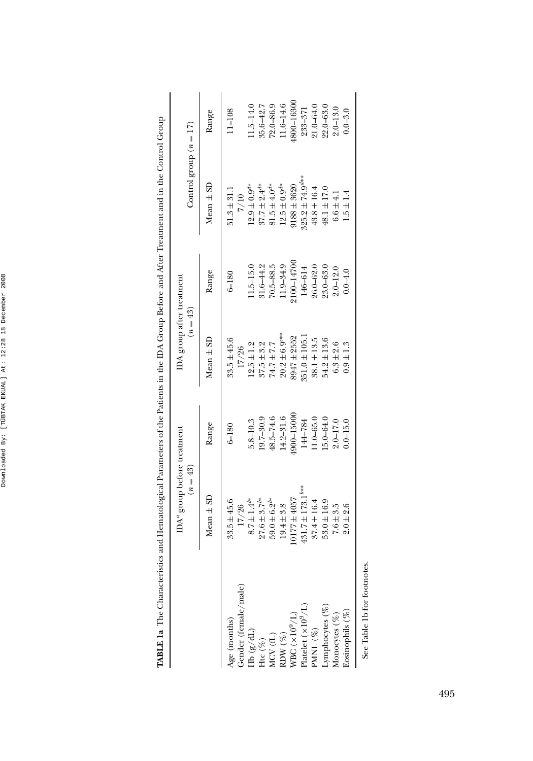**TABLE 1a** The Characteristics and Hematological Parameters of the Patients in the IDA Group Before and After Treatment and in the Control Group

| | IDA[a] group before treatment ($n = 43$) | | IDA group after treatment ($n = 43$) | | Control group ($n = 17$) | |
|---|---|---|---|---|---|---|
| | Mean ± SD | Range | Mean ± SD | Range | Mean ± SD | Range |
| Age (months) | 33.5 ± 45.6 | 6–180 | 33.5 ± 45.6 | 6–180 | 51.3 ± 31.1 | 11–108 |
| Gender (female/male) | 17/26 | | 17/26 | | 7/10 | |
| Hb (g/dL) | 8.7 ± 1.4[b*] | 5.8–10.3 | 12.5 ± 1.2 | 11.5–15.0 | 12.9 ± 0.9[d*] | 11.5–14.0 |
| Htc (%) | 27.6 ± 3.7[b*] | 19.7–30.9 | 37.5 ± 3.2 | 31.6–44.2 | 37.7 ± 2.4[d*] | 35.6–42.7 |
| MCV (fL) | 59.0 ± 6.2[b*] | 48.5–74.6 | 74.7 ± 7.7 | 70.5–88.5 | 81.5 ± 4.0[d*] | 72.0–86.9 |
| RDW (%) | 19.4 ± 3.8 | 14.2–31.6 | 20.2 ± 6.9[c**] | 11.9–34.9 | 12.5 ± 0.9[d*] | 11.6–14.6 |
| WBC ($\times 10^9$/L) | 10177 ± 4057 | 4900–15000 | 8947 ± 2552 | 2100–14700 | 9188 ± 3620 | 4800–16300 |
| Platelet ($\times 10^9$/L) | 431.7 ± 173.1[b**] | 144–784 | 351.0 ± 105.1 | 146–614 | 325.2 ± 74.9[d**] | 233–371 |
| PMNL (%) | 37.4 ± 16.4 | 11.0–65.0 | 38.1 ± 13.5 | 26.0–62.0 | 43.8 ± 16.4 | 21.0–64.0 |
| Lymphocytes (%) | 53.0 ± 16.9 | 15.0–64.0 | 54.2 ± 13.6 | 23.0–63.0 | 48.1 ± 17.0 | 22.0–63.0 |
| Monocytes (%) | 7.6 ± 3.5 | 2.0–17.0 | 6.3 ± 2.6 | 2.0–12.0 | 6.6 ± 4.1 | 2.0–13.0 |
| Eosinophils (%) | 2.0 ± 2.6 | 0.0–15.0 | 0.9 ± 1.3 | 0.0–4.0 | 1.5 ± 1.4 | 0.0–3.0 |

See Table 1b for footnotes.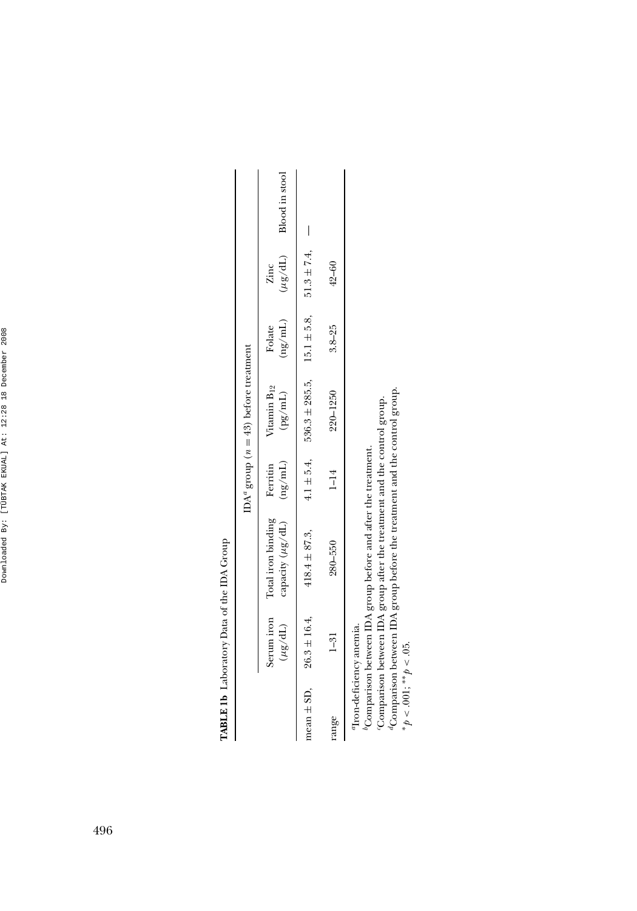**TABLE 1b** Laboratory Data of the IDA Group

| | IDA[a] group ($n = 43$) before treatment | | | | | | |
|---|---|---|---|---|---|---|---|
| | Serum iron ($\mu$g/dL) | Total iron binding capacity ($\mu$g/dL) | Ferritin (ng/mL) | Vitamin $B_{12}$ (pg/mL) | Folate (ng/mL) | Zinc ($\mu$g/dL) | Blood in stool |
| mean ± SD, | 26.3 ± 16.4, | 418.4 ± 87.3, | 4.1 ± 5.4, | 536.3 ± 285.5, | 15.1 ± 5.8, | 51.3 ± 7.4, | — |
| range | 1–31 | 280–550 | 1–14 | 220–1250 | 3.8–25 | 42–60 | |

[a]Iron-deficiency anemia.
[b]Comparison between IDA group before and after the treatment.
[c]Comparison between IDA group after the treatment and the control group.
[d]Comparison between IDA group before the treatment and the control group.
$^{*}p < .001$; $^{**}p < .05$.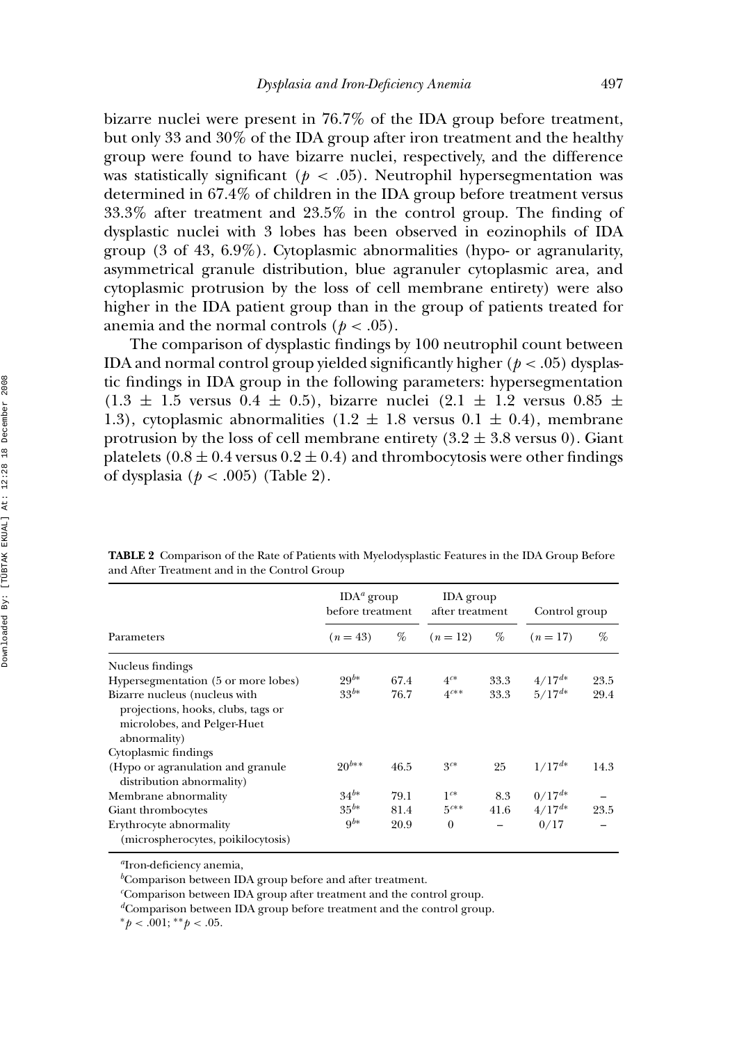bizarre nuclei were present in 76.7% of the IDA group before treatment, but only 33 and 30% of the IDA group after iron treatment and the healthy group were found to have bizarre nuclei, respectively, and the difference was statistically significant ($p < .05$). Neutrophil hypersegmentation was determined in 67.4% of children in the IDA group before treatment versus 33.3% after treatment and 23.5% in the control group. The finding of dysplastic nuclei with 3 lobes has been observed in eozinophils of IDA group (3 of 43, 6.9%). Cytoplasmic abnormalities (hypo- or agranularity, asymmetrical granule distribution, blue agranuler cytoplasmic area, and cytoplasmic protrusion by the loss of cell membrane entirety) were also higher in the IDA patient group than in the group of patients treated for anemia and the normal controls ($p < .05$).

The comparison of dysplastic findings by 100 neutrophil count between IDA and normal control group yielded significantly higher ($p < .05$) dysplastic findings in IDA group in the following parameters: hypersegmentation ($1.3 \pm 1.5$ versus $0.4 \pm 0.5$), bizarre nuclei ($2.1 \pm 1.2$ versus $0.85 \pm 1.3$), cytoplasmic abnormalities ($1.2 \pm 1.8$ versus $0.1 \pm 0.4$), membrane protrusion by the loss of cell membrane entirety ($3.2 \pm 3.8$ versus 0). Giant platelets ($0.8 \pm 0.4$ versus $0.2 \pm 0.4$) and thrombocytosis were other findings of dysplasia ($p < .005$) (Table 2).

**TABLE 2** Comparison of the Rate of Patients with Myelodysplastic Features in the IDA Group Before and After Treatment and in the Control Group

| Parameters | IDA[a] group before treatment ($n = 43$) | % | IDA group after treatment ($n = 12$) | % | Control group ($n = 17$) | % |
|---|---|---|---|---|---|---|
| Nucleus findings | | | | | | |
| Hypersegmentation (5 or more lobes) | 29[b*] | 67.4 | 4[c*] | 33.3 | 4/17[d*] | 23.5 |
| Bizarre nucleus (nucleus with projections, hooks, clubs, tags or microlobes, and Pelger-Huet abnormality) | 33[b*] | 76.7 | 4[c**] | 33.3 | 5/17[d*] | 29.4 |
| Cytoplasmic findings | | | | | | |
| (Hypo or agranulation and granule distribution abnormality) | 20[b**] | 46.5 | 3[c*] | 25 | 1/17[d*] | 14.3 |
| Membrane abnormality | 34[b*] | 79.1 | 1[c*] | 8.3 | 0/17[d*] | – |
| Giant thrombocytes | 35[b*] | 81.4 | 5[c**] | 41.6 | 4/17[d*] | 23.5 |
| Erythrocyte abnormality (microspherocytes, poikilocytosis) | 9[b*] | 20.9 | 0 | – | 0/17 | – |

[a]Iron-deficiency anemia,

[b]Comparison between IDA group before and after treatment.

[c]Comparison between IDA group after treatment and the control group.

[d]Comparison between IDA group before treatment and the control group.

*$p < .001$; **$p < .05$.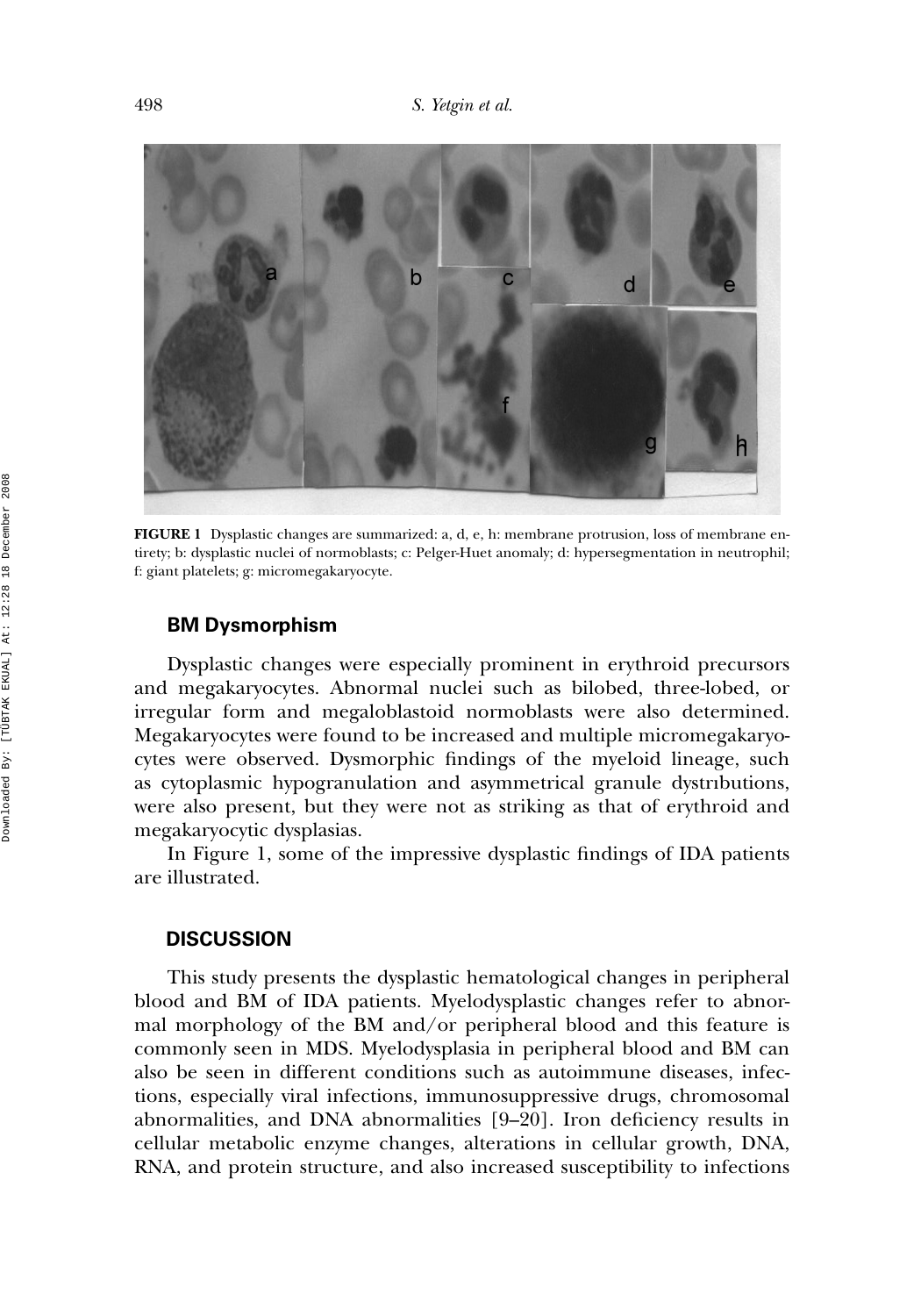**FIGURE 1** Dysplastic changes are summarized: a, d, e, h: membrane protrusion, loss of membrane entirety; b: dysplastic nuclei of normoblasts; c: Pelger-Huet anomaly; d: hypersegmentation in neutrophil; f: giant platelets; g: micromegakaryocyte.

### BM Dysmorphism

Dysplastic changes were especially prominent in erythroid precursors and megakaryocytes. Abnormal nuclei such as bilobed, three-lobed, or irregular form and megaloblastoid normoblasts were also determined. Megakaryocytes were found to be increased and multiple micromegakaryocytes were observed. Dysmorphic findings of the myeloid lineage, such as cytoplasmic hypogranulation and asymmetrical granule dystrıbutions, were also present, but they were not as striking as that of erythroid and megakaryocytic dysplasias.

In Figure 1, some of the impressive dysplastic findings of IDA patients are illustrated.

## DISCUSSION

This study presents the dysplastic hematological changes in peripheral blood and BM of IDA patients. Myelodysplastic changes refer to abnormal morphology of the BM and/or peripheral blood and this feature is commonly seen in MDS. Myelodysplasia in peripheral blood and BM can also be seen in different conditions such as autoimmune diseases, infections, especially viral infections, immunosuppressive drugs, chromosomal abnormalities, and DNA abnormalities [9–20]. Iron deficiency results in cellular metabolic enzyme changes, alterations in cellular growth, DNA, RNA, and protein structure, and also increased susceptibility to infections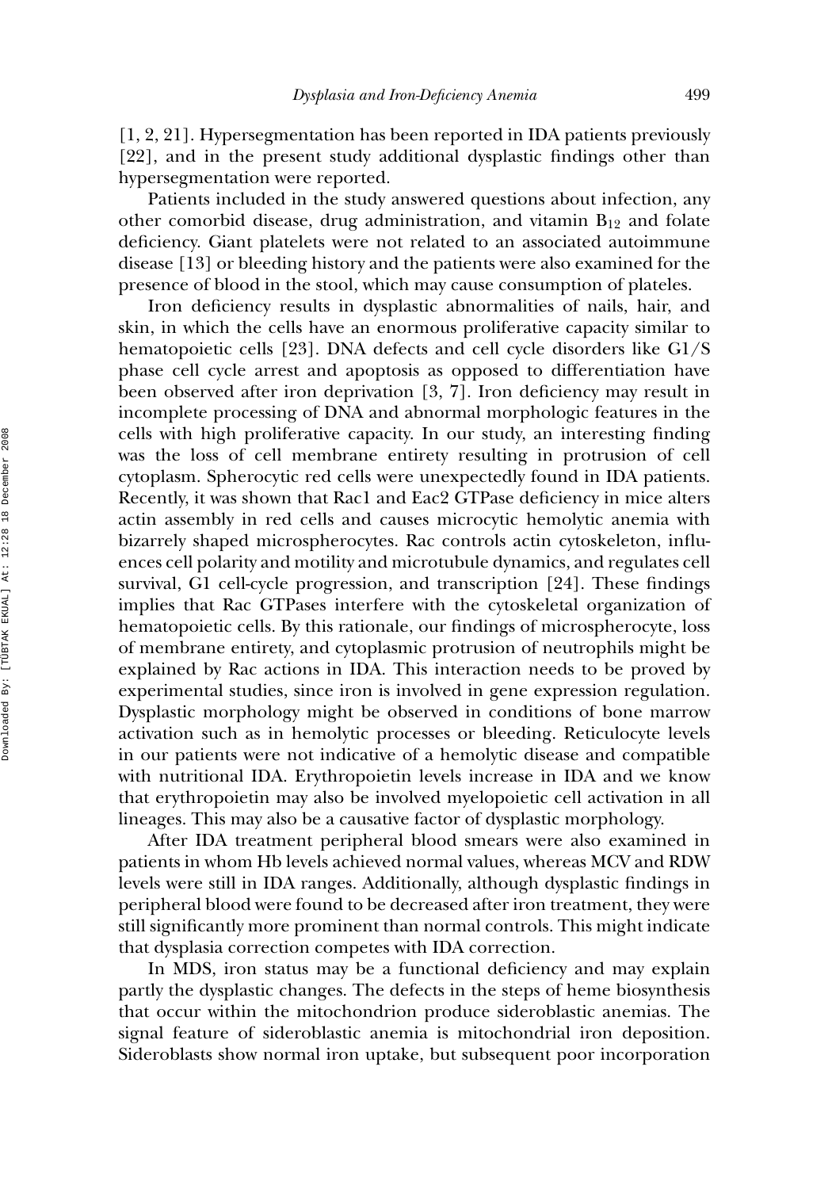[1, 2, 21]. Hypersegmentation has been reported in IDA patients previously [22], and in the present study additional dysplastic findings other than hypersegmentation were reported.

Patients included in the study answered questions about infection, any other comorbid disease, drug administration, and vitamin $B_{12}$ and folate deficiency. Giant platelets were not related to an associated autoimmune disease [13] or bleeding history and the patients were also examined for the presence of blood in the stool, which may cause consumption of plateles.

Iron deficiency results in dysplastic abnormalities of nails, hair, and skin, in which the cells have an enormous proliferative capacity similar to hematopoietic cells [23]. DNA defects and cell cycle disorders like G1/S phase cell cycle arrest and apoptosis as opposed to differentiation have been observed after iron deprivation [3, 7]. Iron deficiency may result in incomplete processing of DNA and abnormal morphologic features in the cells with high proliferative capacity. In our study, an interesting finding was the loss of cell membrane entirety resulting in protrusion of cell cytoplasm. Spherocytic red cells were unexpectedly found in IDA patients. Recently, it was shown that Rac1 and Eac2 GTPase deficiency in mice alters actin assembly in red cells and causes microcytic hemolytic anemia with bizarrely shaped microspherocytes. Rac controls actin cytoskeleton, influences cell polarity and motility and microtubule dynamics, and regulates cell survival, G1 cell-cycle progression, and transcription [24]. These findings implies that Rac GTPases interfere with the cytoskeletal organization of hematopoietic cells. By this rationale, our findings of microspherocyte, loss of membrane entirety, and cytoplasmic protrusion of neutrophils might be explained by Rac actions in IDA. This interaction needs to be proved by experimental studies, since iron is involved in gene expression regulation. Dysplastic morphology might be observed in conditions of bone marrow activation such as in hemolytic processes or bleeding. Reticulocyte levels in our patients were not indicative of a hemolytic disease and compatible with nutritional IDA. Erythropoietin levels increase in IDA and we know that erythropoietin may also be involved myelopoietic cell activation in all lineages. This may also be a causative factor of dysplastic morphology.

After IDA treatment peripheral blood smears were also examined in patients in whom Hb levels achieved normal values, whereas MCV and RDW levels were still in IDA ranges. Additionally, although dysplastic findings in peripheral blood were found to be decreased after iron treatment, they were still significantly more prominent than normal controls. This might indicate that dysplasia correction competes with IDA correction.

In MDS, iron status may be a functional deficiency and may explain partly the dysplastic changes. The defects in the steps of heme biosynthesis that occur within the mitochondrion produce sideroblastic anemias. The signal feature of sideroblastic anemia is mitochondrial iron deposition. Sideroblasts show normal iron uptake, but subsequent poor incorporation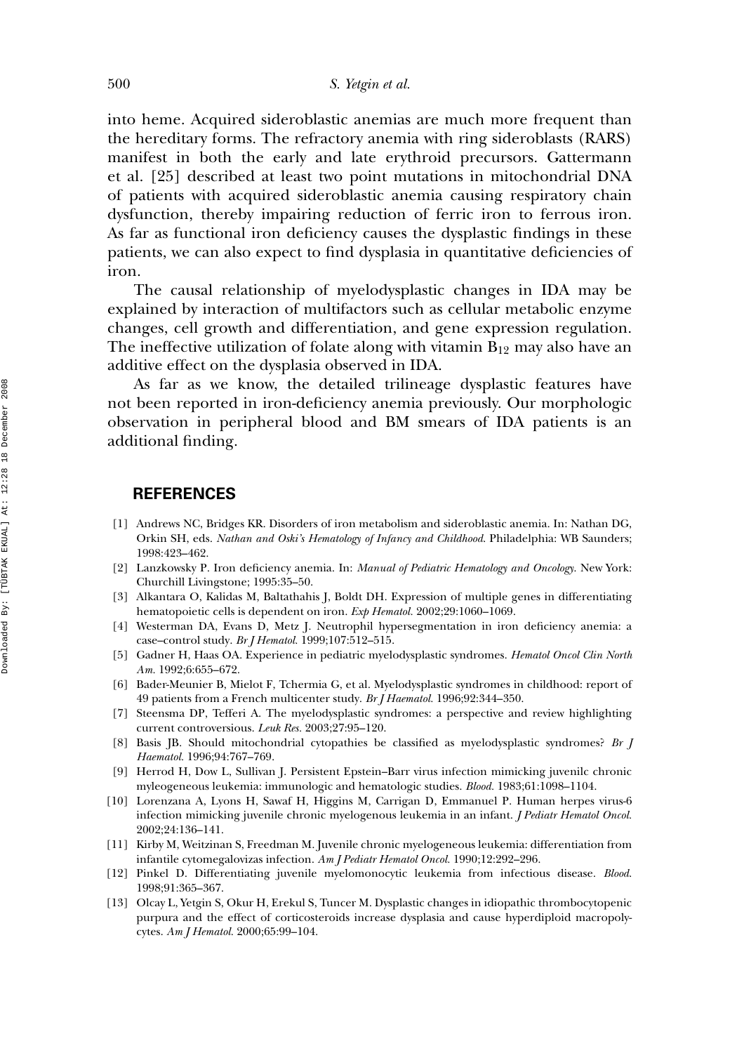into heme. Acquired sideroblastic anemias are much more frequent than the hereditary forms. The refractory anemia with ring sideroblasts (RARS) manifest in both the early and late erythroid precursors. Gattermann et al. [25] described at least two point mutations in mitochondrial DNA of patients with acquired sideroblastic anemia causing respiratory chain dysfunction, thereby impairing reduction of ferric iron to ferrous iron. As far as functional iron deficiency causes the dysplastic findings in these patients, we can also expect to find dysplasia in quantitative deficiencies of iron.

The causal relationship of myelodysplastic changes in IDA may be explained by interaction of multifactors such as cellular metabolic enzyme changes, cell growth and differentiation, and gene expression regulation. The ineffective utilization of folate along with vitamin $B_{12}$ may also have an additive effect on the dysplasia observed in IDA.

As far as we know, the detailed trilineage dysplastic features have not been reported in iron-deficiency anemia previously. Our morphologic observation in peripheral blood and BM smears of IDA patients is an additional finding.

## REFERENCES

[1] Andrews NC, Bridges KR. Disorders of iron metabolism and sideroblastic anemia. In: Nathan DG, Orkin SH, eds. *Nathan and Oski's Hematology of Infancy and Childhood*. Philadelphia: WB Saunders; 1998:423–462.

[2] Lanzkowsky P. Iron deficiency anemia. In: *Manual of Pediatric Hematology and Oncology*. New York: Churchill Livingstone; 1995:35–50.

[3] Alkantara O, Kalidas M, Baltathahis J, Boldt DH. Expression of multiple genes in differentiating hematopoietic cells is dependent on iron. *Exp Hematol.* 2002;29:1060–1069.

[4] Westerman DA, Evans D, Metz J. Neutrophil hypersegmentation in iron deficiency anemia: a case–control study. *Br J Hematol.* 1999;107:512–515.

[5] Gadner H, Haas OA. Experience in pediatric myelodysplastic syndromes. *Hematol Oncol Clin North Am.* 1992;6:655–672.

[6] Bader-Meunier B, Mielot F, Tchermia G, et al. Myelodysplastic syndromes in childhood: report of 49 patients from a French multicenter study. *Br J Haematol.* 1996;92:344–350.

[7] Steensma DP, Tefferi A. The myelodysplastic syndromes: a perspective and review highlighting current controversious. *Leuk Res.* 2003;27:95–120.

[8] Basis JB. Should mitochondrial cytopathies be classified as myelodysplastic syndromes? *Br J Haematol.* 1996;94:767–769.

[9] Herrod H, Dow L, Sullivan J. Persistent Epstein–Barr virus infection mimicking juvenilc chronic myleogeneous leukemia: immunologic and hematologic studies. *Blood.* 1983;61:1098–1104.

[10] Lorenzana A, Lyons H, Sawaf H, Higgins M, Carrigan D, Emmanuel P. Human herpes virus-6 infection mimicking juvenile chronic myelogenous leukemia in an infant. *J Pediatr Hematol Oncol.* 2002;24:136–141.

[11] Kirby M, Weitzinan S, Freedman M. Juvenile chronic myelogeneous leukemia: differentiation from infantile cytomegalovizas infection. *Am J Pediatr Hematol Oncol.* 1990;12:292–296.

[12] Pinkel D. Differentiating juvenile myelomonocytic leukemia from infectious disease. *Blood.* 1998;91:365–367.

[13] Olcay L, Yetgin S, Okur H, Erekul S, Tuncer M. Dysplastic changes in idiopathic thrombocytopenic purpura and the effect of corticosteroids increase dysplasia and cause hyperdiploid macropolycytes. *Am J Hematol.* 2000;65:99–104.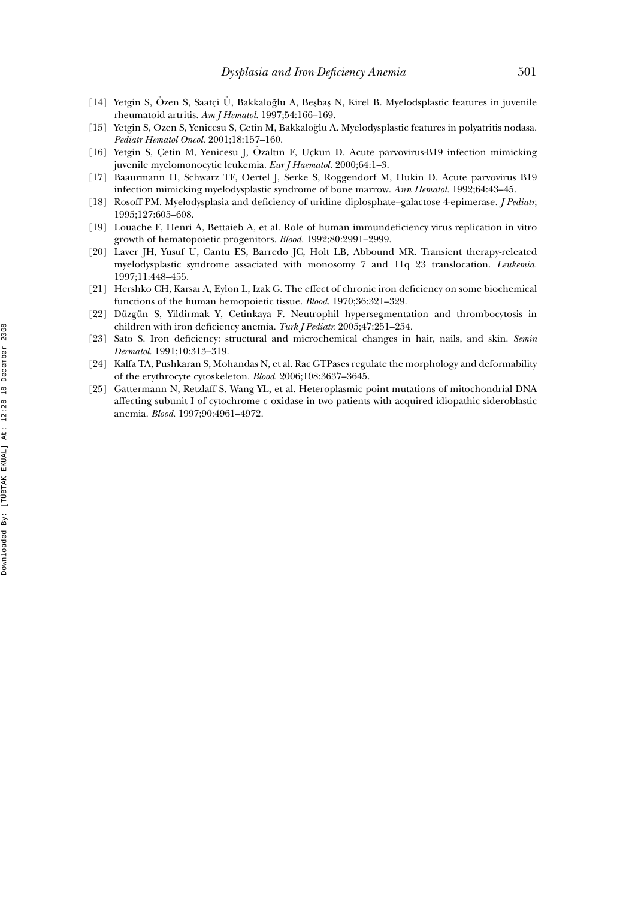[14] Yetgin S, Özen S, Saatçi Ü, Bakkaloğlu A, Beşbaş N, Kirel B. Myelodsplastic features in juvenile rheumatoid artritis. *Am J Hematol.* 1997;54:166–169.

[15] Yetgin S, Ozen S, Yenicesu S, Çetin M, Bakkaloğlu A. Myelodysplastic features in polyatritis nodasa. *Pediatr Hematol Oncol.* 2001;18:157–160.

[16] Yetgin S, Çetin M, Yenicesu J, Özaltın F, Uçkun D. Acute parvovirus-B19 infection mimicking juvenile myelomonocytic leukemia. *Eur J Haematol.* 2000;64:1–3.

[17] Baaurmann H, Schwarz TF, Oertel J, Serke S, Roggendorf M, Hukin D. Acute parvovirus B19 infection mimicking myelodysplastic syndrome of bone marrow. *Ann Hematol.* 1992;64:43–45.

[18] Rosoff PM. Myelodysplasia and deficiency of uridine diplosphate–galactose 4-epimerase. *J Pediatr*, 1995;127:605–608.

[19] Louache F, Henri A, Bettaieb A, et al. Role of human immundeficiency virus replication in vitro growth of hematopoietic progenitors. *Blood.* 1992;80:2991–2999.

[20] Laver JH, Yusuf U, Cantu ES, Barredo JC, Holt LB, Abbound MR. Transient therapy-releated myelodysplastic syndrome assaciated with monosomy 7 and 11q 23 translocation. *Leukemia.* 1997;11:448–455.

[21] Hershko CH, Karsaı A, Eylon L, Izak G. The effect of chronic iron deficiency on some biochemical functions of the human hemopoietic tissue. *Blood.* 1970;36:321–329.

[22] Düzgün S, Yildirmak Y, Cetinkaya F. Neutrophil hypersegmentation and thrombocytosis in children with iron deficiency anemia. *Turk J Pediatr.* 2005;47:251–254.

[23] Sato S. Iron deficiency: structural and microchemical changes in hair, nails, and skin. *Semin Dermatol.* 1991;10:313–319.

[24] Kalfa TA, Pushkaran S, Mohandas N, et al. Rac GTPases regulate the morphology and deformability of the erythrocyte cytoskeleton. *Blood.* 2006;108:3637–3645.

[25] Gattermann N, Retzlaff S, Wang YL, et al. Heteroplasmic point mutations of mitochondrial DNA affecting subunit I of cytochrome c oxidase in two patients with acquired idiopathic sideroblastic anemia. *Blood.* 1997;90:4961–4972.